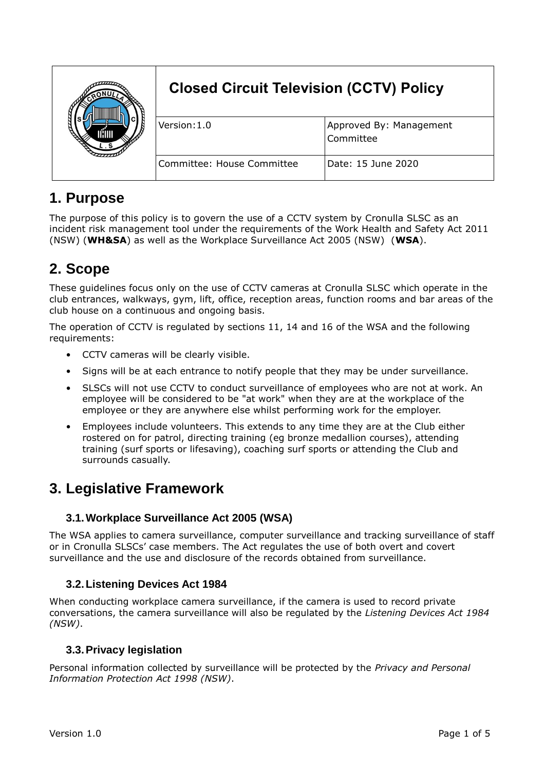| | **Closed Circuit Television (CCTV) Policy** | |
|---|---|---|
| | Version:1.0 | Approved By: Management Committee |
| | Committee: House Committee | Date: 15 June 2020 |

# 1. Purpose

The purpose of this policy is to govern the use of a CCTV system by Cronulla SLSC as an incident risk management tool under the requirements of the Work Health and Safety Act 2011 (NSW) (**WH&SA**) as well as the Workplace Surveillance Act 2005 (NSW) (**WSA**).

# 2. Scope

These guidelines focus only on the use of CCTV cameras at Cronulla SLSC which operate in the club entrances, walkways, gym, lift, office, reception areas, function rooms and bar areas of the club house on a continuous and ongoing basis.

The operation of CCTV is regulated by sections 11, 14 and 16 of the WSA and the following requirements:

- CCTV cameras will be clearly visible.
- Signs will be at each entrance to notify people that they may be under surveillance.
- SLSCs will not use CCTV to conduct surveillance of employees who are not at work. An employee will be considered to be "at work" when they are at the workplace of the employee or they are anywhere else whilst performing work for the employer.
- Employees include volunteers. This extends to any time they are at the Club either rostered on for patrol, directing training (eg bronze medallion courses), attending training (surf sports or lifesaving), coaching surf sports or attending the Club and surrounds casually.

# 3. Legislative Framework

## 3.1. Workplace Surveillance Act 2005 (WSA)

The WSA applies to camera surveillance, computer surveillance and tracking surveillance of staff or in Cronulla SLSCs' case members. The Act regulates the use of both overt and covert surveillance and the use and disclosure of the records obtained from surveillance.

## 3.2. Listening Devices Act 1984

When conducting workplace camera surveillance, if the camera is used to record private conversations, the camera surveillance will also be regulated by the *Listening Devices Act 1984 (NSW)*.

## 3.3. Privacy legislation

Personal information collected by surveillance will be protected by the *Privacy and Personal Information Protection Act 1998 (NSW)*.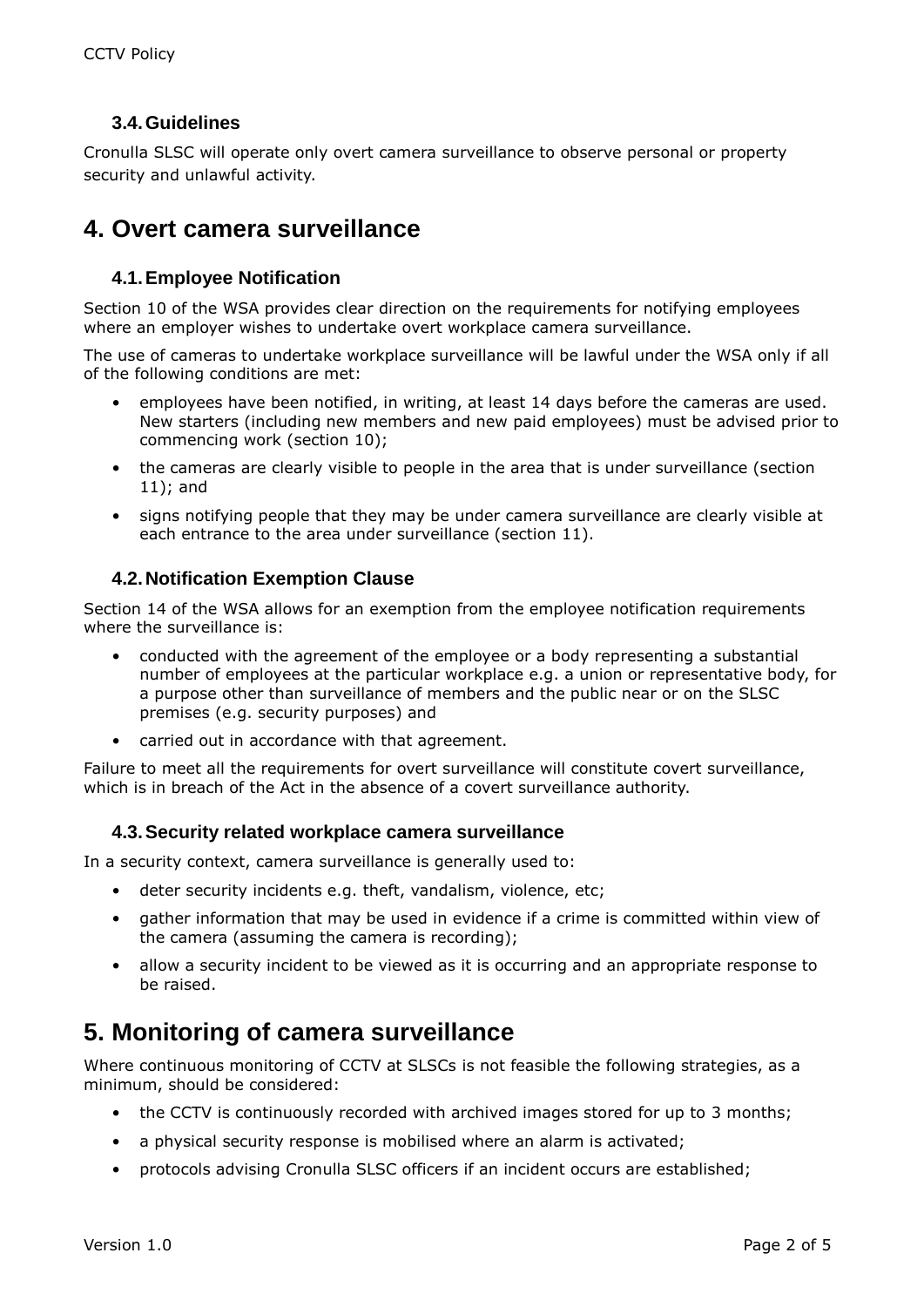### 3.4. Guidelines

Cronulla SLSC will operate only overt camera surveillance to observe personal or property security and unlawful activity.

# 4. Overt camera surveillance

### 4.1. Employee Notification

Section 10 of the WSA provides clear direction on the requirements for notifying employees where an employer wishes to undertake overt workplace camera surveillance.

The use of cameras to undertake workplace surveillance will be lawful under the WSA only if all of the following conditions are met:

- employees have been notified, in writing, at least 14 days before the cameras are used. New starters (including new members and new paid employees) must be advised prior to commencing work (section 10);
- the cameras are clearly visible to people in the area that is under surveillance (section 11); and
- signs notifying people that they may be under camera surveillance are clearly visible at each entrance to the area under surveillance (section 11).

### 4.2. Notification Exemption Clause

Section 14 of the WSA allows for an exemption from the employee notification requirements where the surveillance is:

- conducted with the agreement of the employee or a body representing a substantial number of employees at the particular workplace e.g. a union or representative body, for a purpose other than surveillance of members and the public near or on the SLSC premises (e.g. security purposes) and
- carried out in accordance with that agreement.

Failure to meet all the requirements for overt surveillance will constitute covert surveillance, which is in breach of the Act in the absence of a covert surveillance authority.

### 4.3. Security related workplace camera surveillance

In a security context, camera surveillance is generally used to:

- deter security incidents e.g. theft, vandalism, violence, etc;
- gather information that may be used in evidence if a crime is committed within view of the camera (assuming the camera is recording);
- allow a security incident to be viewed as it is occurring and an appropriate response to be raised.

# 5. Monitoring of camera surveillance

Where continuous monitoring of CCTV at SLSCs is not feasible the following strategies, as a minimum, should be considered:

- the CCTV is continuously recorded with archived images stored for up to 3 months;
- a physical security response is mobilised where an alarm is activated;
- protocols advising Cronulla SLSC officers if an incident occurs are established;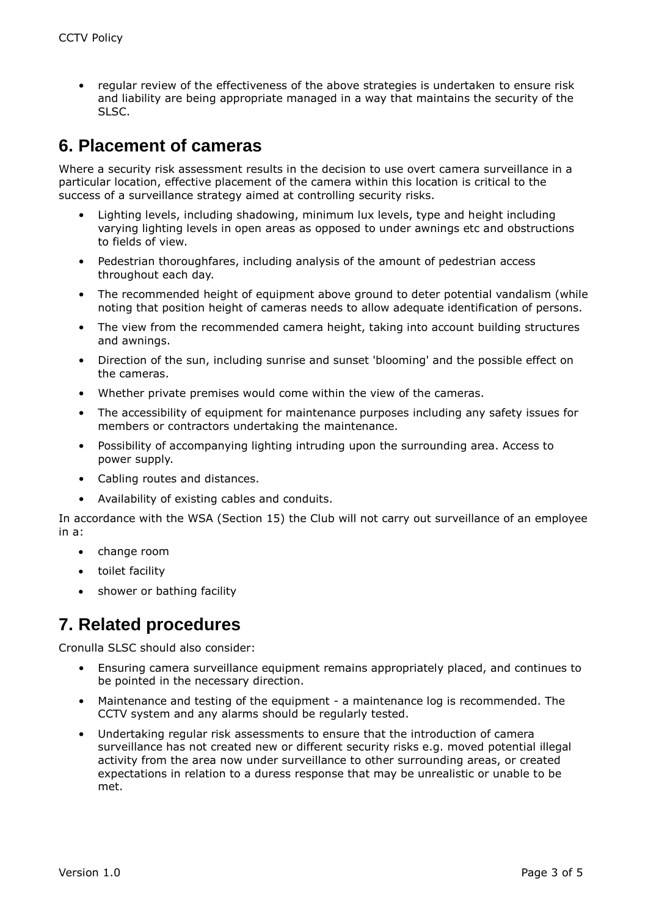- regular review of the effectiveness of the above strategies is undertaken to ensure risk and liability are being appropriate managed in a way that maintains the security of the SLSC.

## 6. Placement of cameras

Where a security risk assessment results in the decision to use overt camera surveillance in a particular location, effective placement of the camera within this location is critical to the success of a surveillance strategy aimed at controlling security risks.

- Lighting levels, including shadowing, minimum lux levels, type and height including varying lighting levels in open areas as opposed to under awnings etc and obstructions to fields of view.
- Pedestrian thoroughfares, including analysis of the amount of pedestrian access throughout each day.
- The recommended height of equipment above ground to deter potential vandalism (while noting that position height of cameras needs to allow adequate identification of persons.
- The view from the recommended camera height, taking into account building structures and awnings.
- Direction of the sun, including sunrise and sunset 'blooming' and the possible effect on the cameras.
- Whether private premises would come within the view of the cameras.
- The accessibility of equipment for maintenance purposes including any safety issues for members or contractors undertaking the maintenance.
- Possibility of accompanying lighting intruding upon the surrounding area. Access to power supply.
- Cabling routes and distances.
- Availability of existing cables and conduits.

In accordance with the WSA (Section 15) the Club will not carry out surveillance of an employee in a:

- change room
- toilet facility
- shower or bathing facility

## 7. Related procedures

Cronulla SLSC should also consider:

- Ensuring camera surveillance equipment remains appropriately placed, and continues to be pointed in the necessary direction.
- Maintenance and testing of the equipment - a maintenance log is recommended. The CCTV system and any alarms should be regularly tested.
- Undertaking regular risk assessments to ensure that the introduction of camera surveillance has not created new or different security risks e.g. moved potential illegal activity from the area now under surveillance to other surrounding areas, or created expectations in relation to a duress response that may be unrealistic or unable to be met.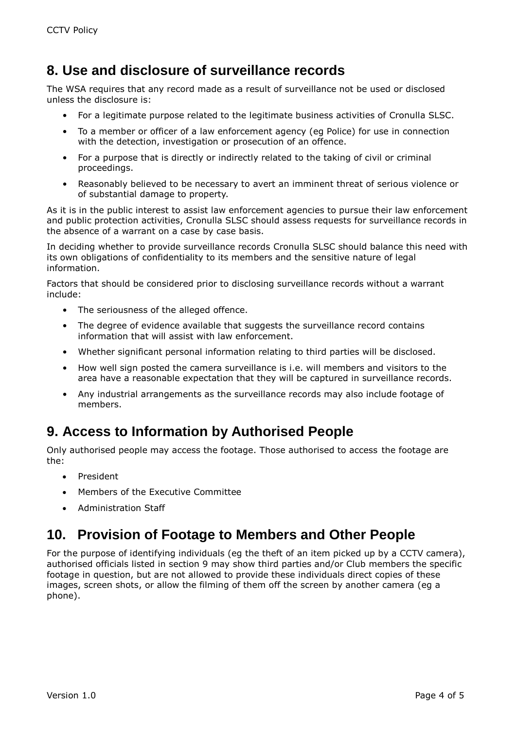## 8. Use and disclosure of surveillance records

The WSA requires that any record made as a result of surveillance not be used or disclosed unless the disclosure is:

- For a legitimate purpose related to the legitimate business activities of Cronulla SLSC.
- To a member or officer of a law enforcement agency (eg Police) for use in connection with the detection, investigation or prosecution of an offence.
- For a purpose that is directly or indirectly related to the taking of civil or criminal proceedings.
- Reasonably believed to be necessary to avert an imminent threat of serious violence or of substantial damage to property.

As it is in the public interest to assist law enforcement agencies to pursue their law enforcement and public protection activities, Cronulla SLSC should assess requests for surveillance records in the absence of a warrant on a case by case basis.

In deciding whether to provide surveillance records Cronulla SLSC should balance this need with its own obligations of confidentiality to its members and the sensitive nature of legal information.

Factors that should be considered prior to disclosing surveillance records without a warrant include:

- The seriousness of the alleged offence.
- The degree of evidence available that suggests the surveillance record contains information that will assist with law enforcement.
- Whether significant personal information relating to third parties will be disclosed.
- How well sign posted the camera surveillance is i.e. will members and visitors to the area have a reasonable expectation that they will be captured in surveillance records.
- Any industrial arrangements as the surveillance records may also include footage of members.

## 9. Access to Information by Authorised People

Only authorised people may access the footage. Those authorised to access the footage are the:

- President
- Members of the Executive Committee
- Administration Staff

## 10. Provision of Footage to Members and Other People

For the purpose of identifying individuals (eg the theft of an item picked up by a CCTV camera), authorised officials listed in section 9 may show third parties and/or Club members the specific footage in question, but are not allowed to provide these individuals direct copies of these images, screen shots, or allow the filming of them off the screen by another camera (eg a phone).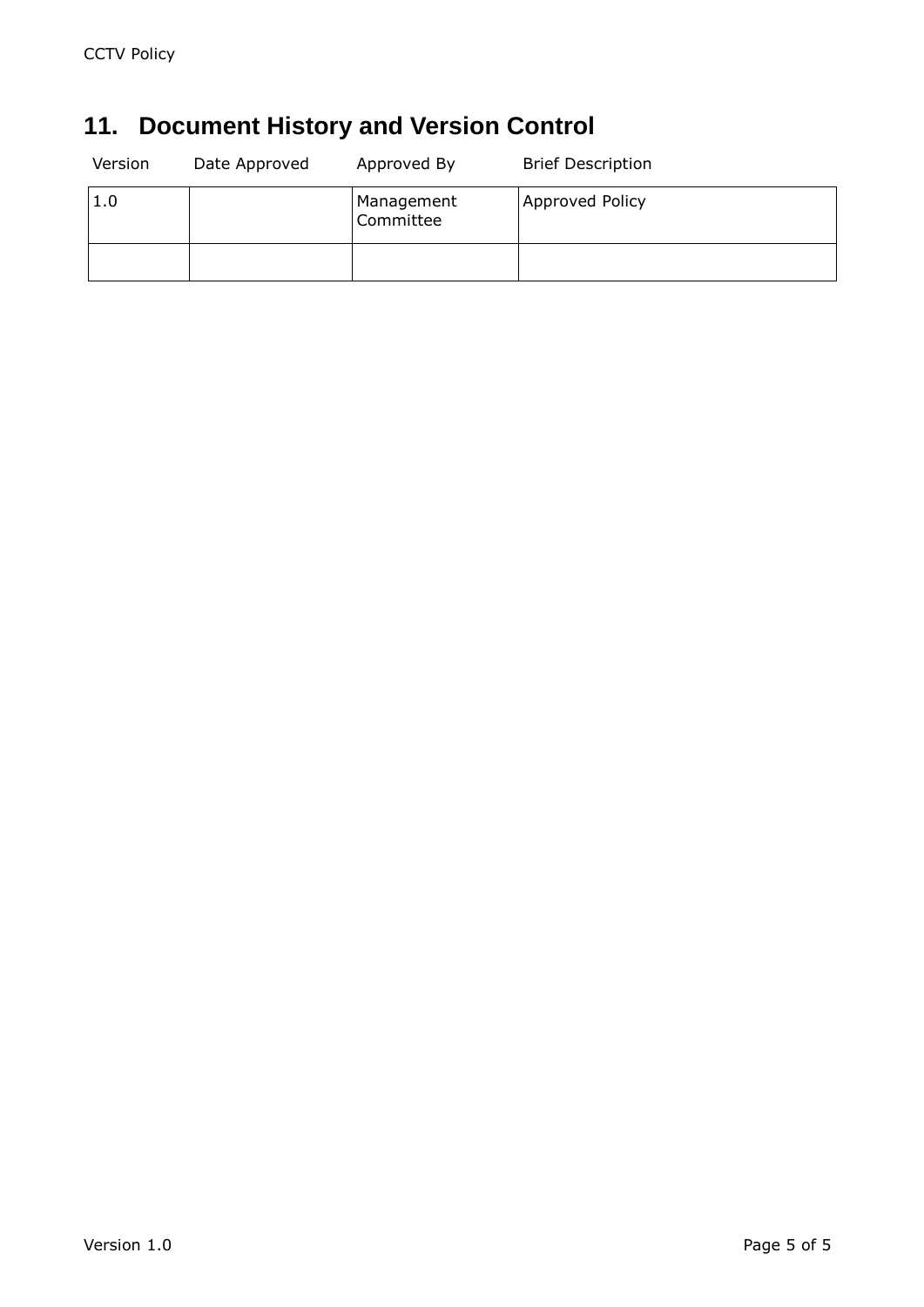## 11. Document History and Version Control

| Version | Date Approved | Approved By | Brief Description |
|---|---|---|---|
| 1.0 | | Management Committee | Approved Policy |
| | | | |